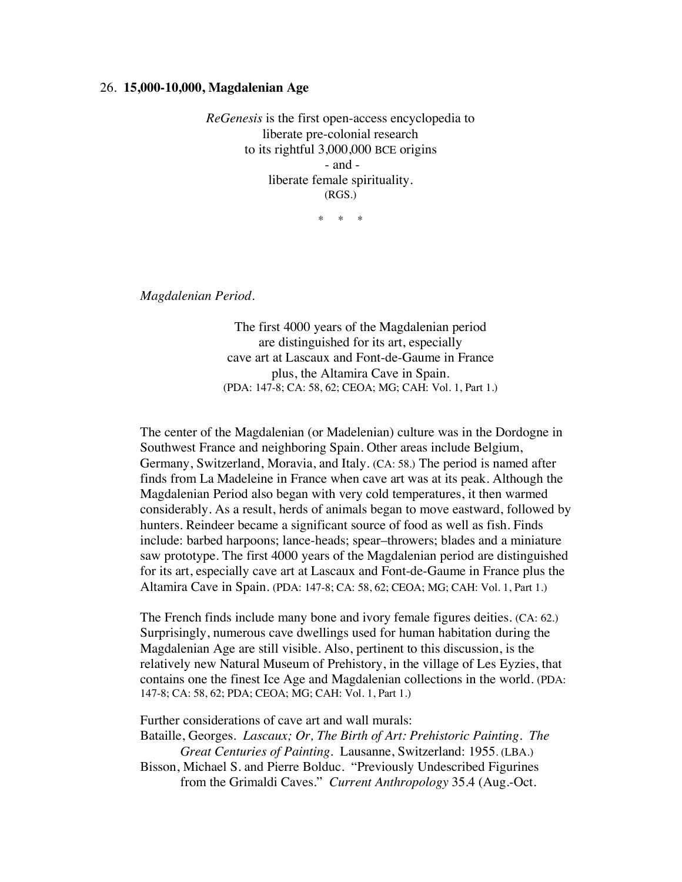26. **15,000-10,000, Magdalenian Age**

*ReGenesis* is the first open-access encyclopedia to
liberate pre-colonial research
to its rightful 3,000,000 BCE origins
- and -
liberate female spirituality.
(RGS.)

\* \* \*

*Magdalenian Period.*

The first 4000 years of the Magdalenian period
are distinguished for its art, especially
cave art at Lascaux and Font-de-Gaume in France
plus, the Altamira Cave in Spain.
(PDA: 147-8; CA: 58, 62; CEOA; MG; CAH: Vol. 1, Part 1.)

The center of the Magdalenian (or Madelenian) culture was in the Dordogne in Southwest France and neighboring Spain. Other areas include Belgium, Germany, Switzerland, Moravia, and Italy. (CA: 58.) The period is named after finds from La Madeleine in France when cave art was at its peak. Although the Magdalenian Period also began with very cold temperatures, it then warmed considerably. As a result, herds of animals began to move eastward, followed by hunters. Reindeer became a significant source of food as well as fish. Finds include: barbed harpoons; lance-heads; spear–throwers; blades and a miniature saw prototype. The first 4000 years of the Magdalenian period are distinguished for its art, especially cave art at Lascaux and Font-de-Gaume in France plus the Altamira Cave in Spain. (PDA: 147-8; CA: 58, 62; CEOA; MG; CAH: Vol. 1, Part 1.)

The French finds include many bone and ivory female figures deities. (CA: 62.) Surprisingly, numerous cave dwellings used for human habitation during the Magdalenian Age are still visible. Also, pertinent to this discussion, is the relatively new Natural Museum of Prehistory, in the village of Les Eyzies, that contains one the finest Ice Age and Magdalenian collections in the world. (PDA: 147-8; CA: 58, 62; PDA; CEOA; MG; CAH: Vol. 1, Part 1.)

Further considerations of cave art and wall murals:

Bataille, Georges. *Lascaux; Or, The Birth of Art: Prehistoric Painting. The Great Centuries of Painting.* Lausanne, Switzerland: 1955. (LBA.)

Bisson, Michael S. and Pierre Bolduc. "Previously Undescribed Figurines from the Grimaldi Caves." *Current Anthropology* 35.4 (Aug.-Oct.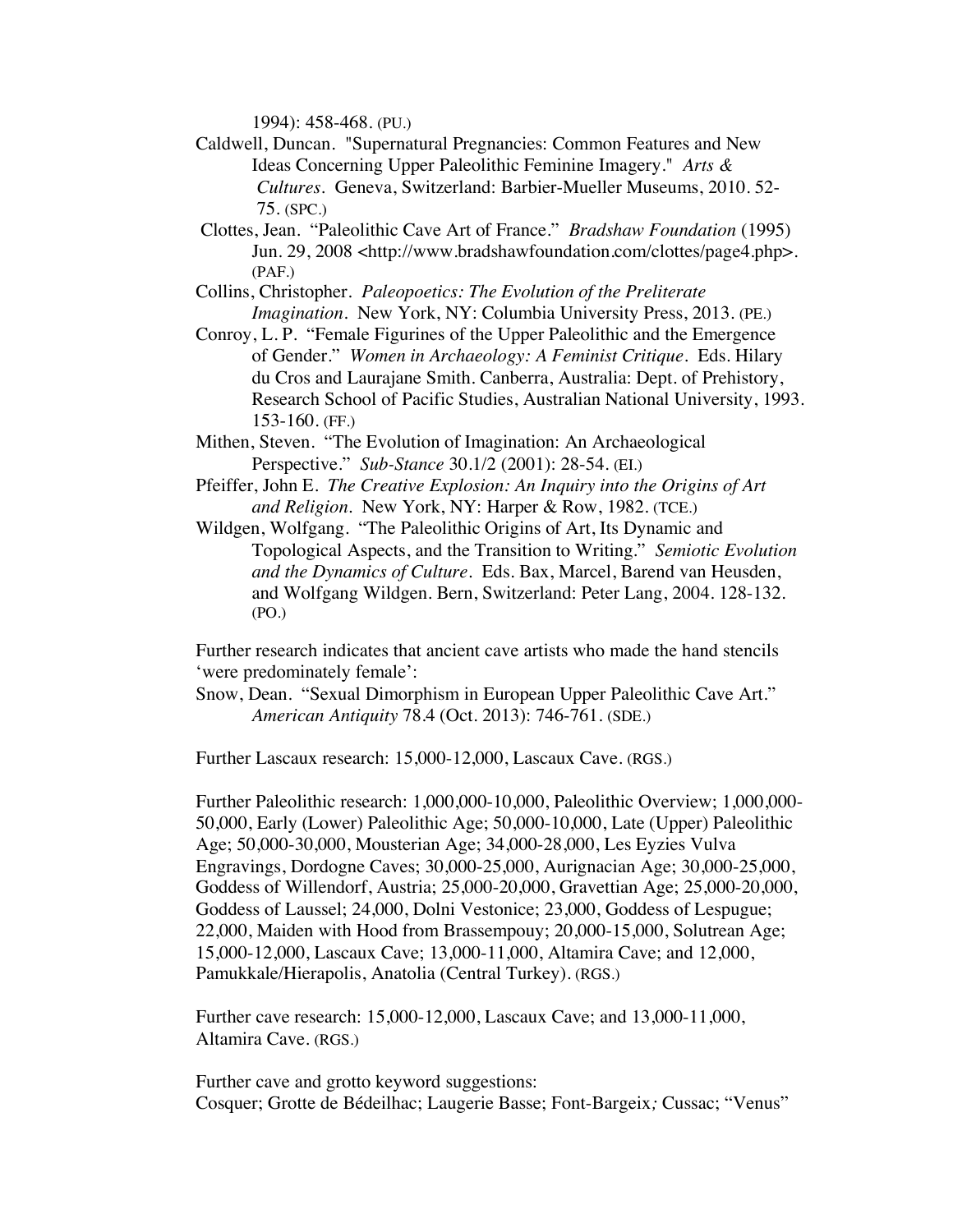1994): 458-468. (PU.)

Caldwell, Duncan. "Supernatural Pregnancies: Common Features and New Ideas Concerning Upper Paleolithic Feminine Imagery." *Arts & Cultures*. Geneva, Switzerland: Barbier-Mueller Museums, 2010. 52-75. (SPC.)

Clottes, Jean. "Paleolithic Cave Art of France." *Bradshaw Foundation* (1995) Jun. 29, 2008 <http://www.bradshawfoundation.com/clottes/page4.php>. (PAF.)

Collins, Christopher. *Paleopoetics: The Evolution of the Preliterate Imagination*. New York, NY: Columbia University Press, 2013. (PE.)

Conroy, L. P. "Female Figurines of the Upper Paleolithic and the Emergence of Gender." *Women in Archaeology: A Feminist Critique*. Eds. Hilary du Cros and Laurajane Smith. Canberra, Australia: Dept. of Prehistory, Research School of Pacific Studies, Australian National University, 1993. 153-160. (FF.)

Mithen, Steven. "The Evolution of Imagination: An Archaeological Perspective." *Sub-Stance* 30.1/2 (2001): 28-54. (EI.)

Pfeiffer, John E. *The Creative Explosion: An Inquiry into the Origins of Art and Religion*. New York, NY: Harper & Row, 1982. (TCE.)

Wildgen, Wolfgang. "The Paleolithic Origins of Art, Its Dynamic and Topological Aspects, and the Transition to Writing." *Semiotic Evolution and the Dynamics of Culture*. Eds. Bax, Marcel, Barend van Heusden, and Wolfgang Wildgen. Bern, Switzerland: Peter Lang, 2004. 128-132. (PO.)

Further research indicates that ancient cave artists who made the hand stencils 'were predominately female':

Snow, Dean. "Sexual Dimorphism in European Upper Paleolithic Cave Art." *American Antiquity* 78.4 (Oct. 2013): 746-761. (SDE.)

Further Lascaux research: 15,000-12,000, Lascaux Cave. (RGS.)

Further Paleolithic research: 1,000,000-10,000, Paleolithic Overview; 1,000,000-50,000, Early (Lower) Paleolithic Age; 50,000-10,000, Late (Upper) Paleolithic Age; 50,000-30,000, Mousterian Age; 34,000-28,000, Les Eyzies Vulva Engravings, Dordogne Caves; 30,000-25,000, Aurignacian Age; 30,000-25,000, Goddess of Willendorf, Austria; 25,000-20,000, Gravettian Age; 25,000-20,000, Goddess of Laussel; 24,000, Dolni Vestonice; 23,000, Goddess of Lespugue; 22,000, Maiden with Hood from Brassempouy; 20,000-15,000, Solutrean Age; 15,000-12,000, Lascaux Cave; 13,000-11,000, Altamira Cave; and 12,000, Pamukkale/Hierapolis, Anatolia (Central Turkey). (RGS.)

Further cave research: 15,000-12,000, Lascaux Cave; and 13,000-11,000, Altamira Cave. (RGS.)

Further cave and grotto keyword suggestions:
Cosquer; Grotte de Bédeilhac; Laugerie Basse; Font-Bargeix*;* Cussac; "Venus"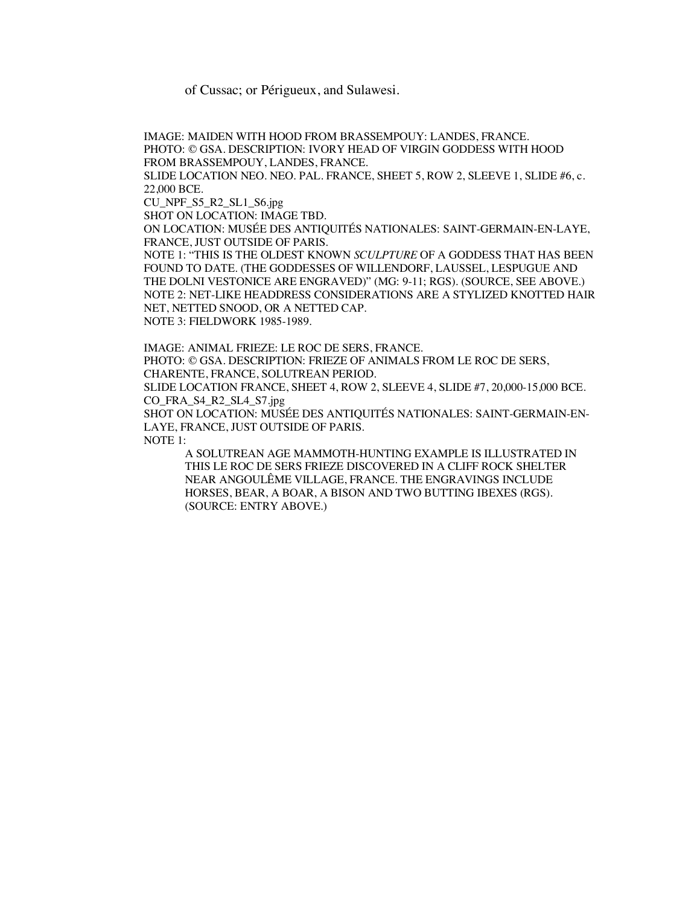of Cussac; or Périgueux, and Sulawesi.

IMAGE: MAIDEN WITH HOOD FROM BRASSEMPOUY: LANDES, FRANCE.
PHOTO: © GSA. DESCRIPTION: IVORY HEAD OF VIRGIN GODDESS WITH HOOD FROM BRASSEMPOUY, LANDES, FRANCE.
SLIDE LOCATION NEO. NEO. PAL. FRANCE, SHEET 5, ROW 2, SLEEVE 1, SLIDE #6, c. 22,000 BCE.
CU_NPF_S5_R2_SL1_S6.jpg
SHOT ON LOCATION: IMAGE TBD.
ON LOCATION: MUSÉE DES ANTIQUITÉS NATIONALES: SAINT-GERMAIN-EN-LAYE, FRANCE, JUST OUTSIDE OF PARIS.
NOTE 1: "THIS IS THE OLDEST KNOWN *SCULPTURE* OF A GODDESS THAT HAS BEEN FOUND TO DATE. (THE GODDESSES OF WILLENDORF, LAUSSEL, LESPUGUE AND THE DOLNI VESTONICE ARE ENGRAVED)" (MG: 9-11; RGS). (SOURCE, SEE ABOVE.)
NOTE 2: NET-LIKE HEADDRESS CONSIDERATIONS ARE A STYLIZED KNOTTED HAIR NET, NETTED SNOOD, OR A NETTED CAP.
NOTE 3: FIELDWORK 1985-1989.

IMAGE: ANIMAL FRIEZE: LE ROC DE SERS, FRANCE.
PHOTO: © GSA. DESCRIPTION: FRIEZE OF ANIMALS FROM LE ROC DE SERS, CHARENTE, FRANCE, SOLUTREAN PERIOD.
SLIDE LOCATION FRANCE, SHEET 4, ROW 2, SLEEVE 4, SLIDE #7, 20,000-15,000 BCE.
CO_FRA_S4_R2_SL4_S7.jpg
SHOT ON LOCATION: MUSÉE DES ANTIQUITÉS NATIONALES: SAINT-GERMAIN-EN-LAYE, FRANCE, JUST OUTSIDE OF PARIS.
NOTE 1:

> A SOLUTREAN AGE MAMMOTH-HUNTING EXAMPLE IS ILLUSTRATED IN THIS LE ROC DE SERS FRIEZE DISCOVERED IN A CLIFF ROCK SHELTER NEAR ANGOULÊME VILLAGE, FRANCE. THE ENGRAVINGS INCLUDE HORSES, BEAR, A BOAR, A BISON AND TWO BUTTING IBEXES (RGS). (SOURCE: ENTRY ABOVE.)